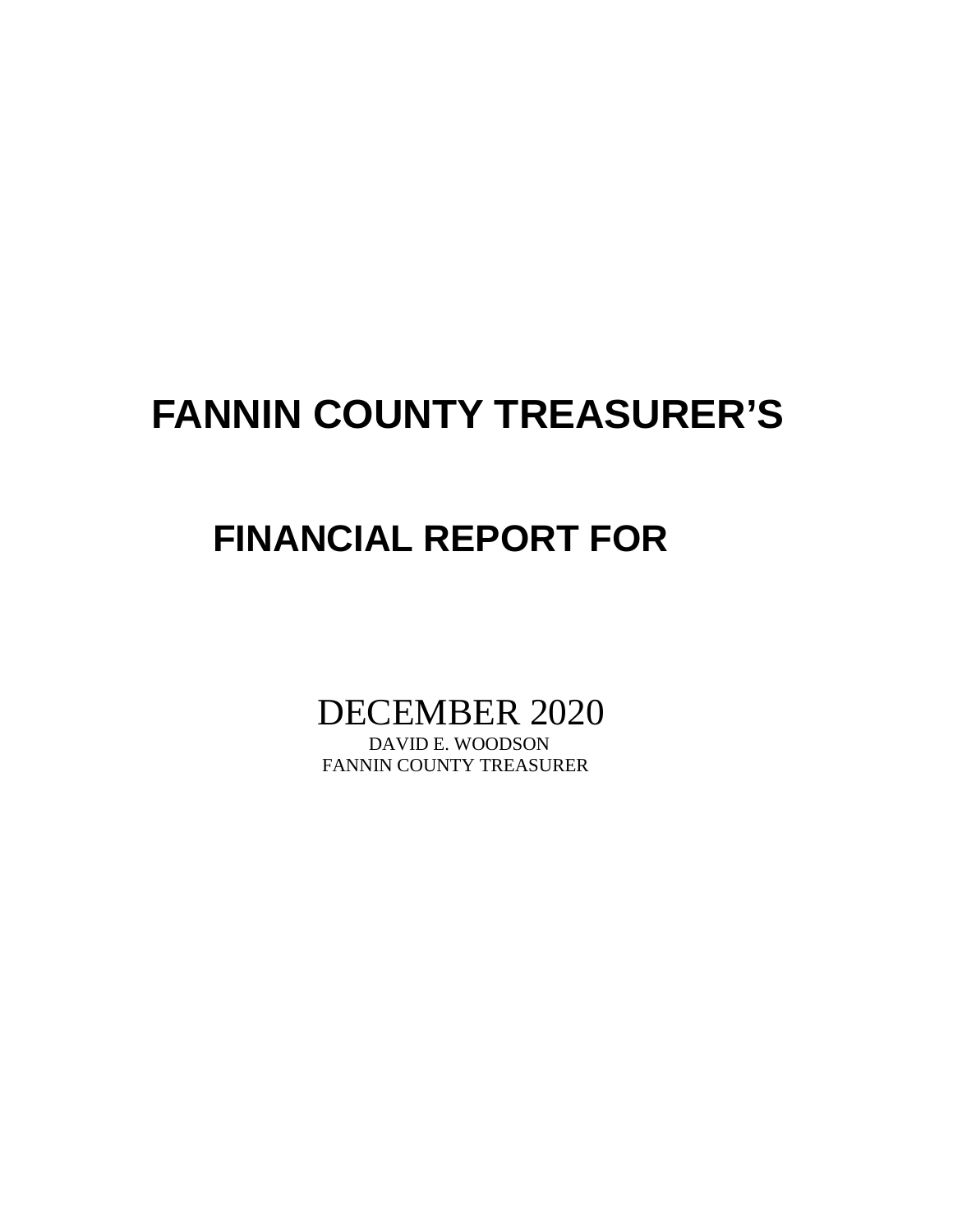# FANNIN COUNTY TREASURER'S

## FINANCIAL REPORT FOR

DECEMBER 2020

DAVID E. WOODSON

FANNIN COUNTY TREASURER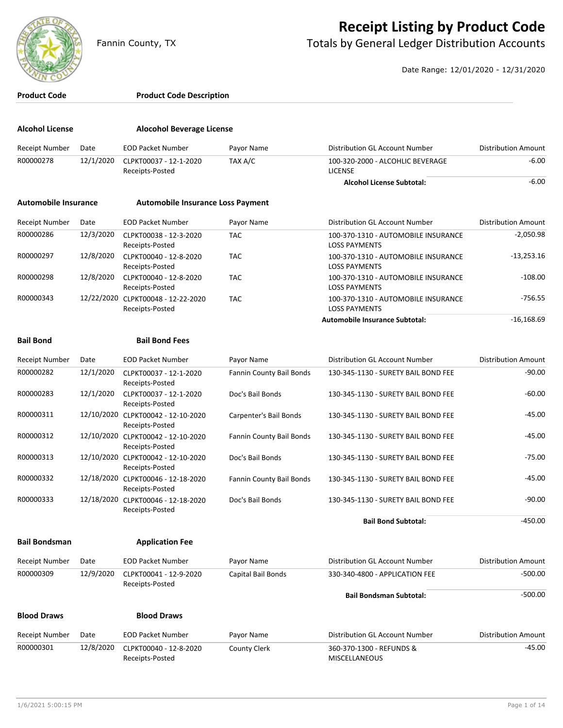# Receipt Listing by Product Code

Fannin County, TX

## Totals by General Ledger Distribution Accounts

Date Range: 12/01/2020 - 12/31/2020

| Product Code | Product Code Description |
|---|---|

### Alcohol License — Alocohol Beverage License

| Receipt Number | Date | EOD Packet Number | Payor Name | Distribution GL Account Number | Distribution Amount |
|---|---|---|---|---|---|
| R00000278 | 12/1/2020 | CLPKT00037 - 12-1-2020 Receipts-Posted | TAX A/C | 100-320-2000 - ALCOHLIC BEVERAGE LICENSE | -6.00 |
| | | | | **Alcohol License Subtotal:** | -6.00 |

### Automobile Insurance — Automobile Insurance Loss Payment

| Receipt Number | Date | EOD Packet Number | Payor Name | Distribution GL Account Number | Distribution Amount |
|---|---|---|---|---|---|
| R00000286 | 12/3/2020 | CLPKT00038 - 12-3-2020 Receipts-Posted | TAC | 100-370-1310 - AUTOMOBILE INSURANCE LOSS PAYMENTS | -2,050.98 |
| R00000297 | 12/8/2020 | CLPKT00040 - 12-8-2020 Receipts-Posted | TAC | 100-370-1310 - AUTOMOBILE INSURANCE LOSS PAYMENTS | -13,253.16 |
| R00000298 | 12/8/2020 | CLPKT00040 - 12-8-2020 Receipts-Posted | TAC | 100-370-1310 - AUTOMOBILE INSURANCE LOSS PAYMENTS | -108.00 |
| R00000343 | 12/22/2020 | CLPKT00048 - 12-22-2020 Receipts-Posted | TAC | 100-370-1310 - AUTOMOBILE INSURANCE LOSS PAYMENTS | -756.55 |
| | | | | **Automobile Insurance Subtotal:** | -16,168.69 |

### Bail Bond — Bail Bond Fees

| Receipt Number | Date | EOD Packet Number | Payor Name | Distribution GL Account Number | Distribution Amount |
|---|---|---|---|---|---|
| R00000282 | 12/1/2020 | CLPKT00037 - 12-1-2020 Receipts-Posted | Fannin County Bail Bonds | 130-345-1130 - SURETY BAIL BOND FEE | -90.00 |
| R00000283 | 12/1/2020 | CLPKT00037 - 12-1-2020 Receipts-Posted | Doc's Bail Bonds | 130-345-1130 - SURETY BAIL BOND FEE | -60.00 |
| R00000311 | 12/10/2020 | CLPKT00042 - 12-10-2020 Receipts-Posted | Carpenter's Bail Bonds | 130-345-1130 - SURETY BAIL BOND FEE | -45.00 |
| R00000312 | 12/10/2020 | CLPKT00042 - 12-10-2020 Receipts-Posted | Fannin County Bail Bonds | 130-345-1130 - SURETY BAIL BOND FEE | -45.00 |
| R00000313 | 12/10/2020 | CLPKT00042 - 12-10-2020 Receipts-Posted | Doc's Bail Bonds | 130-345-1130 - SURETY BAIL BOND FEE | -75.00 |
| R00000332 | 12/18/2020 | CLPKT00046 - 12-18-2020 Receipts-Posted | Fannin County Bail Bonds | 130-345-1130 - SURETY BAIL BOND FEE | -45.00 |
| R00000333 | 12/18/2020 | CLPKT00046 - 12-18-2020 Receipts-Posted | Doc's Bail Bonds | 130-345-1130 - SURETY BAIL BOND FEE | -90.00 |
| | | | | **Bail Bond Subtotal:** | -450.00 |

### Bail Bondsman — Application Fee

| Receipt Number | Date | EOD Packet Number | Payor Name | Distribution GL Account Number | Distribution Amount |
|---|---|---|---|---|---|
| R00000309 | 12/9/2020 | CLPKT00041 - 12-9-2020 Receipts-Posted | Capital Bail Bonds | 330-340-4800 - APPLICATION FEE | -500.00 |
| | | | | **Bail Bondsman Subtotal:** | -500.00 |

### Blood Draws — Blood Draws

| Receipt Number | Date | EOD Packet Number | Payor Name | Distribution GL Account Number | Distribution Amount |
|---|---|---|---|---|---|
| R00000301 | 12/8/2020 | CLPKT00040 - 12-8-2020 Receipts-Posted | County Clerk | 360-370-1300 - REFUNDS & MISCELLANEOUS | -45.00 |

1/6/2021 5:00:15 PM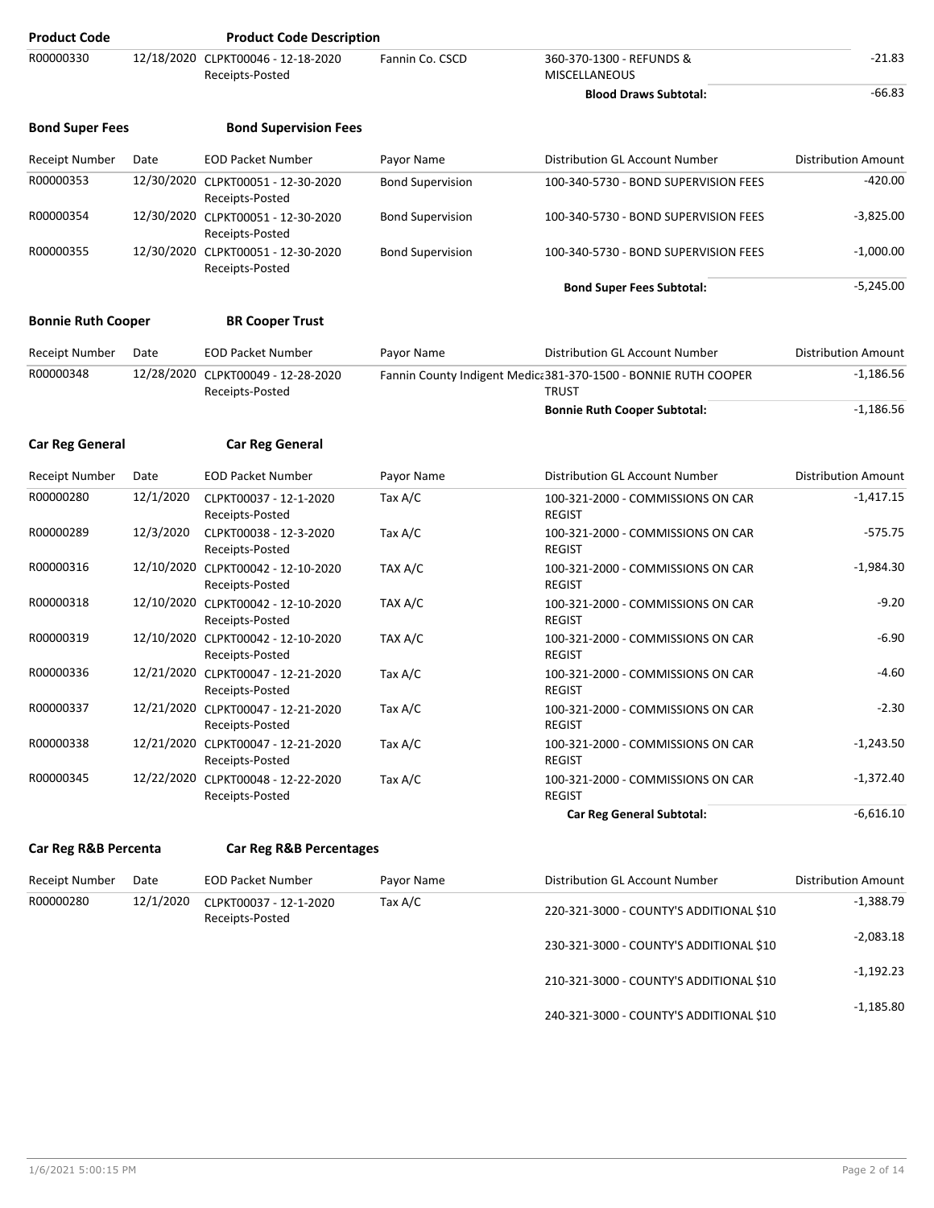| Product Code | | Product Code Description | | | |
|---|---|---|---|---|---|
| R00000330 | 12/18/2020 | CLPKT00046 - 12-18-2020 Receipts-Posted | Fannin Co. CSCD | 360-370-1300 - REFUNDS & MISCELLANEOUS | -21.83 |
| | | | | **Blood Draws Subtotal:** | -66.83 |

**Bond Super Fees** — **Bond Supervision Fees**

| Receipt Number | Date | EOD Packet Number | Payor Name | Distribution GL Account Number | Distribution Amount |
|---|---|---|---|---|---|
| R00000353 | 12/30/2020 | CLPKT00051 - 12-30-2020 Receipts-Posted | Bond Supervision | 100-340-5730 - BOND SUPERVISION FEES | -420.00 |
| R00000354 | 12/30/2020 | CLPKT00051 - 12-30-2020 Receipts-Posted | Bond Supervision | 100-340-5730 - BOND SUPERVISION FEES | -3,825.00 |
| R00000355 | 12/30/2020 | CLPKT00051 - 12-30-2020 Receipts-Posted | Bond Supervision | 100-340-5730 - BOND SUPERVISION FEES | -1,000.00 |
| | | | | **Bond Super Fees Subtotal:** | -5,245.00 |

**Bonnie Ruth Cooper** — **BR Cooper Trust**

| Receipt Number | Date | EOD Packet Number | Payor Name | Distribution GL Account Number | Distribution Amount |
|---|---|---|---|---|---|
| R00000348 | 12/28/2020 | CLPKT00049 - 12-28-2020 Receipts-Posted | Fannin County Indigent Medica | 381-370-1500 - BONNIE RUTH COOPER TRUST | -1,186.56 |
| | | | | **Bonnie Ruth Cooper Subtotal:** | -1,186.56 |

**Car Reg General** — **Car Reg General**

| Receipt Number | Date | EOD Packet Number | Payor Name | Distribution GL Account Number | Distribution Amount |
|---|---|---|---|---|---|
| R00000280 | 12/1/2020 | CLPKT00037 - 12-1-2020 Receipts-Posted | Tax A/C | 100-321-2000 - COMMISSIONS ON CAR REGIST | -1,417.15 |
| R00000289 | 12/3/2020 | CLPKT00038 - 12-3-2020 Receipts-Posted | Tax A/C | 100-321-2000 - COMMISSIONS ON CAR REGIST | -575.75 |
| R00000316 | 12/10/2020 | CLPKT00042 - 12-10-2020 Receipts-Posted | TAX A/C | 100-321-2000 - COMMISSIONS ON CAR REGIST | -1,984.30 |
| R00000318 | 12/10/2020 | CLPKT00042 - 12-10-2020 Receipts-Posted | TAX A/C | 100-321-2000 - COMMISSIONS ON CAR REGIST | -9.20 |
| R00000319 | 12/10/2020 | CLPKT00042 - 12-10-2020 Receipts-Posted | TAX A/C | 100-321-2000 - COMMISSIONS ON CAR REGIST | -6.90 |
| R00000336 | 12/21/2020 | CLPKT00047 - 12-21-2020 Receipts-Posted | Tax A/C | 100-321-2000 - COMMISSIONS ON CAR REGIST | -4.60 |
| R00000337 | 12/21/2020 | CLPKT00047 - 12-21-2020 Receipts-Posted | Tax A/C | 100-321-2000 - COMMISSIONS ON CAR REGIST | -2.30 |
| R00000338 | 12/21/2020 | CLPKT00047 - 12-21-2020 Receipts-Posted | Tax A/C | 100-321-2000 - COMMISSIONS ON CAR REGIST | -1,243.50 |
| R00000345 | 12/22/2020 | CLPKT00048 - 12-22-2020 Receipts-Posted | Tax A/C | 100-321-2000 - COMMISSIONS ON CAR REGIST | -1,372.40 |
| | | | | **Car Reg General Subtotal:** | -6,616.10 |

**Car Reg R&B Percenta** — **Car Reg R&B Percentages**

| Receipt Number | Date | EOD Packet Number | Payor Name | Distribution GL Account Number | Distribution Amount |
|---|---|---|---|---|---|
| R00000280 | 12/1/2020 | CLPKT00037 - 12-1-2020 Receipts-Posted | Tax A/C | 220-321-3000 - COUNTY'S ADDITIONAL $10 | -1,388.79 |
| | | | | 230-321-3000 - COUNTY'S ADDITIONAL $10 | -2,083.18 |
| | | | | 210-321-3000 - COUNTY'S ADDITIONAL $10 | -1,192.23 |
| | | | | 240-321-3000 - COUNTY'S ADDITIONAL $10 | -1,185.80 |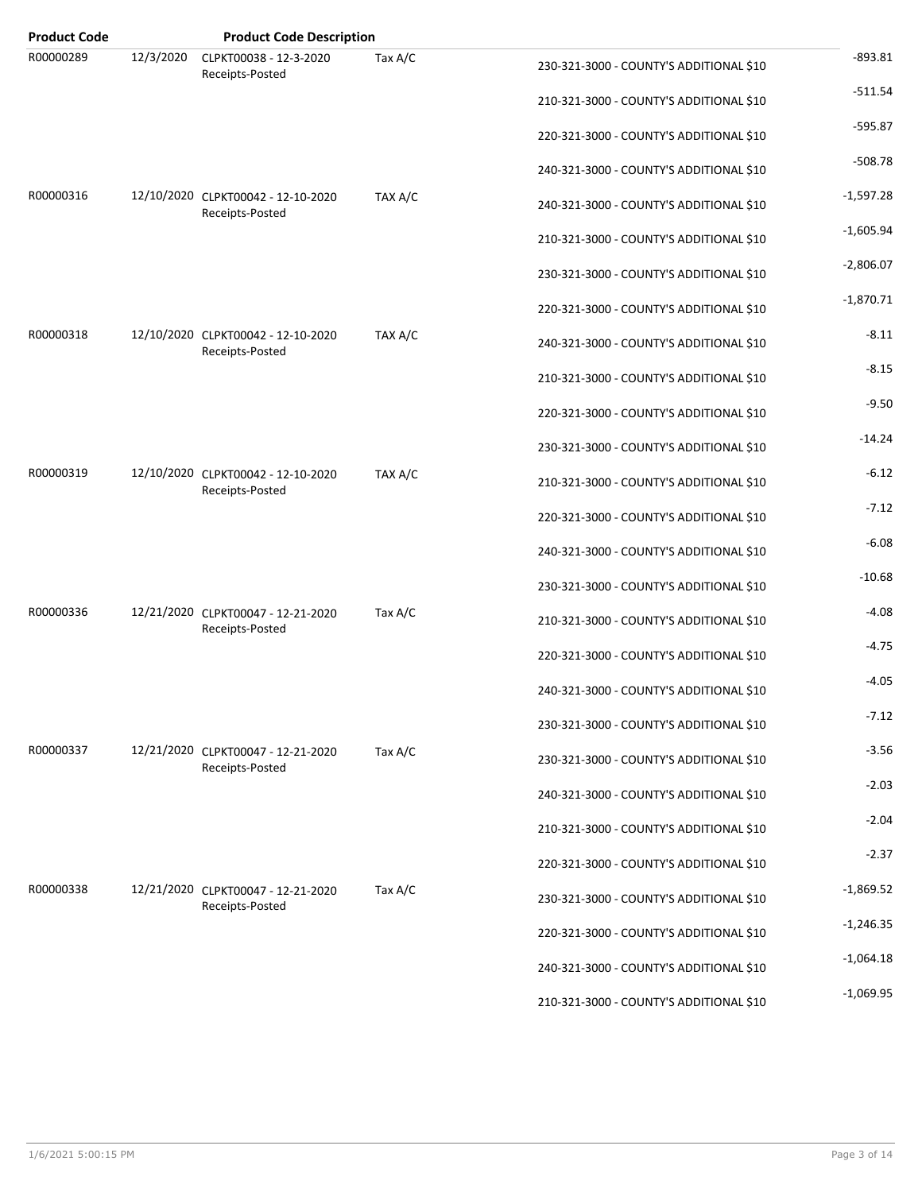| Product Code | | Product Code Description | | | |
|---|---|---|---|---|---|
| R00000289 | 12/3/2020 | CLPKT00038 - 12-3-2020 Receipts-Posted | Tax A/C | 230-321-3000 - COUNTY'S ADDITIONAL $10 | -893.81 |
| | | | | 210-321-3000 - COUNTY'S ADDITIONAL $10 | -511.54 |
| | | | | 220-321-3000 - COUNTY'S ADDITIONAL $10 | -595.87 |
| | | | | 240-321-3000 - COUNTY'S ADDITIONAL $10 | -508.78 |
| R00000316 | 12/10/2020 | CLPKT00042 - 12-10-2020 Receipts-Posted | TAX A/C | 240-321-3000 - COUNTY'S ADDITIONAL $10 | -1,597.28 |
| | | | | 210-321-3000 - COUNTY'S ADDITIONAL $10 | -1,605.94 |
| | | | | 230-321-3000 - COUNTY'S ADDITIONAL $10 | -2,806.07 |
| | | | | 220-321-3000 - COUNTY'S ADDITIONAL $10 | -1,870.71 |
| R00000318 | 12/10/2020 | CLPKT00042 - 12-10-2020 Receipts-Posted | TAX A/C | 240-321-3000 - COUNTY'S ADDITIONAL $10 | -8.11 |
| | | | | 210-321-3000 - COUNTY'S ADDITIONAL $10 | -8.15 |
| | | | | 220-321-3000 - COUNTY'S ADDITIONAL $10 | -9.50 |
| | | | | 230-321-3000 - COUNTY'S ADDITIONAL $10 | -14.24 |
| R00000319 | 12/10/2020 | CLPKT00042 - 12-10-2020 Receipts-Posted | TAX A/C | 210-321-3000 - COUNTY'S ADDITIONAL $10 | -6.12 |
| | | | | 220-321-3000 - COUNTY'S ADDITIONAL $10 | -7.12 |
| | | | | 240-321-3000 - COUNTY'S ADDITIONAL $10 | -6.08 |
| | | | | 230-321-3000 - COUNTY'S ADDITIONAL $10 | -10.68 |
| R00000336 | 12/21/2020 | CLPKT00047 - 12-21-2020 Receipts-Posted | Tax A/C | 210-321-3000 - COUNTY'S ADDITIONAL $10 | -4.08 |
| | | | | 220-321-3000 - COUNTY'S ADDITIONAL $10 | -4.75 |
| | | | | 240-321-3000 - COUNTY'S ADDITIONAL $10 | -4.05 |
| | | | | 230-321-3000 - COUNTY'S ADDITIONAL $10 | -7.12 |
| R00000337 | 12/21/2020 | CLPKT00047 - 12-21-2020 Receipts-Posted | Tax A/C | 230-321-3000 - COUNTY'S ADDITIONAL $10 | -3.56 |
| | | | | 240-321-3000 - COUNTY'S ADDITIONAL $10 | -2.03 |
| | | | | 210-321-3000 - COUNTY'S ADDITIONAL $10 | -2.04 |
| | | | | 220-321-3000 - COUNTY'S ADDITIONAL $10 | -2.37 |
| R00000338 | 12/21/2020 | CLPKT00047 - 12-21-2020 Receipts-Posted | Tax A/C | 230-321-3000 - COUNTY'S ADDITIONAL $10 | -1,869.52 |
| | | | | 220-321-3000 - COUNTY'S ADDITIONAL $10 | -1,246.35 |
| | | | | 240-321-3000 - COUNTY'S ADDITIONAL $10 | -1,064.18 |
| | | | | 210-321-3000 - COUNTY'S ADDITIONAL $10 | -1,069.95 |

1/6/2021 5:00:15 PM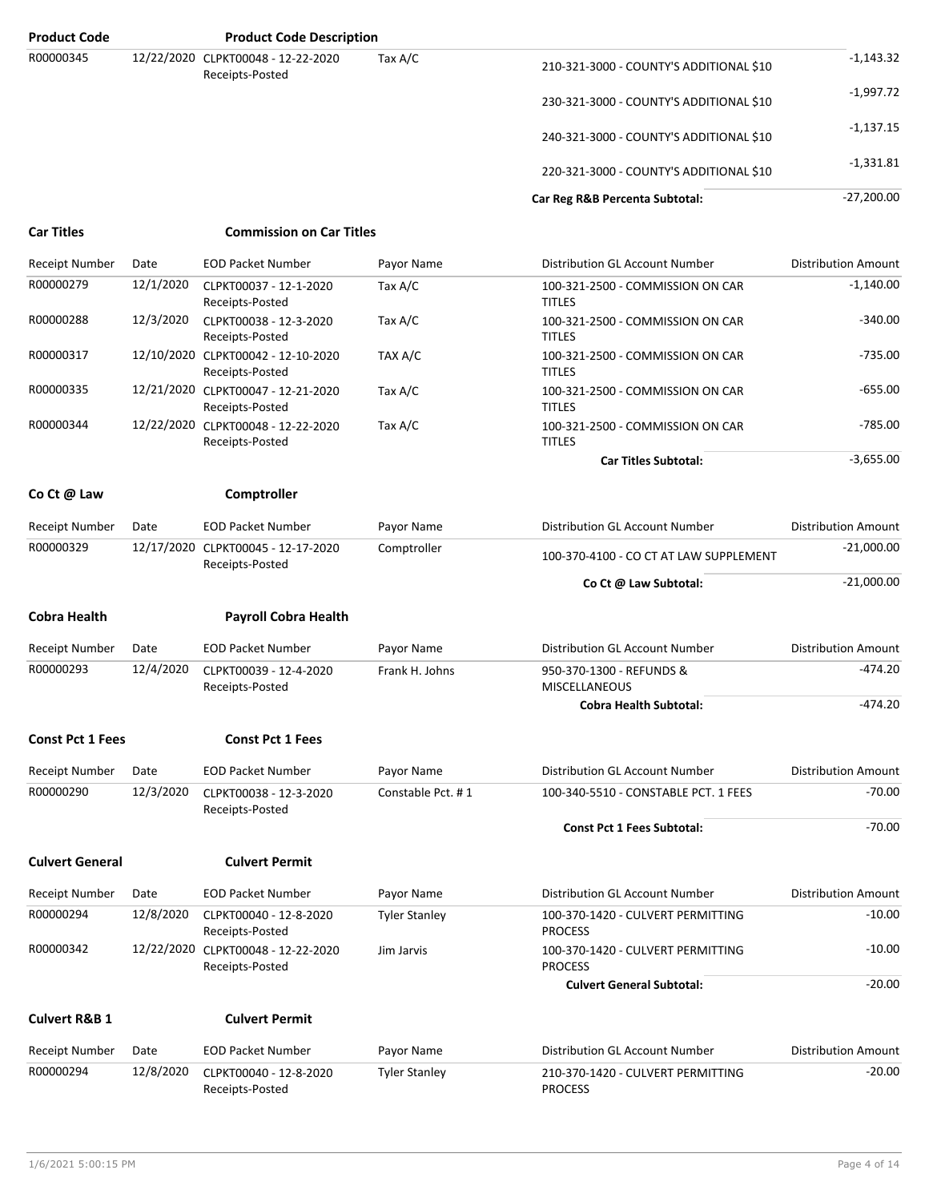| Product Code | | Product Code Description | | | |
|---|---|---|---|---|---|
| R00000345 | 12/22/2020 | CLPKT00048 - 12-22-2020 Receipts-Posted | Tax A/C | 210-321-3000 - COUNTY'S ADDITIONAL $10 | -1,143.32 |
| | | | | 230-321-3000 - COUNTY'S ADDITIONAL $10 | -1,997.72 |
| | | | | 240-321-3000 - COUNTY'S ADDITIONAL $10 | -1,137.15 |
| | | | | 220-321-3000 - COUNTY'S ADDITIONAL $10 | -1,331.81 |
| | | | | **Car Reg R&B Percenta Subtotal:** | -27,200.00 |

**Car Titles** **Commission on Car Titles**

| Receipt Number | Date | EOD Packet Number | Payor Name | Distribution GL Account Number | Distribution Amount |
|---|---|---|---|---|---|
| R00000279 | 12/1/2020 | CLPKT00037 - 12-1-2020 Receipts-Posted | Tax A/C | 100-321-2500 - COMMISSION ON CAR TITLES | -1,140.00 |
| R00000288 | 12/3/2020 | CLPKT00038 - 12-3-2020 Receipts-Posted | Tax A/C | 100-321-2500 - COMMISSION ON CAR TITLES | -340.00 |
| R00000317 | 12/10/2020 | CLPKT00042 - 12-10-2020 Receipts-Posted | TAX A/C | 100-321-2500 - COMMISSION ON CAR TITLES | -735.00 |
| R00000335 | 12/21/2020 | CLPKT00047 - 12-21-2020 Receipts-Posted | Tax A/C | 100-321-2500 - COMMISSION ON CAR TITLES | -655.00 |
| R00000344 | 12/22/2020 | CLPKT00048 - 12-22-2020 Receipts-Posted | Tax A/C | 100-321-2500 - COMMISSION ON CAR TITLES | -785.00 |
| | | | | **Car Titles Subtotal:** | -3,655.00 |

**Co Ct @ Law** **Comptroller**

| Receipt Number | Date | EOD Packet Number | Payor Name | Distribution GL Account Number | Distribution Amount |
|---|---|---|---|---|---|
| R00000329 | 12/17/2020 | CLPKT00045 - 12-17-2020 Receipts-Posted | Comptroller | 100-370-4100 - CO CT AT LAW SUPPLEMENT | -21,000.00 |
| | | | | **Co Ct @ Law Subtotal:** | -21,000.00 |

**Cobra Health** **Payroll Cobra Health**

| Receipt Number | Date | EOD Packet Number | Payor Name | Distribution GL Account Number | Distribution Amount |
|---|---|---|---|---|---|
| R00000293 | 12/4/2020 | CLPKT00039 - 12-4-2020 Receipts-Posted | Frank H. Johns | 950-370-1300 - REFUNDS & MISCELLANEOUS | -474.20 |
| | | | | **Cobra Health Subtotal:** | -474.20 |

**Const Pct 1 Fees** **Const Pct 1 Fees**

| Receipt Number | Date | EOD Packet Number | Payor Name | Distribution GL Account Number | Distribution Amount |
|---|---|---|---|---|---|
| R00000290 | 12/3/2020 | CLPKT00038 - 12-3-2020 Receipts-Posted | Constable Pct. # 1 | 100-340-5510 - CONSTABLE PCT. 1 FEES | -70.00 |
| | | | | **Const Pct 1 Fees Subtotal:** | -70.00 |

**Culvert General** **Culvert Permit**

| Receipt Number | Date | EOD Packet Number | Payor Name | Distribution GL Account Number | Distribution Amount |
|---|---|---|---|---|---|
| R00000294 | 12/8/2020 | CLPKT00040 - 12-8-2020 Receipts-Posted | Tyler Stanley | 100-370-1420 - CULVERT PERMITTING PROCESS | -10.00 |
| R00000342 | 12/22/2020 | CLPKT00048 - 12-22-2020 Receipts-Posted | Jim Jarvis | 100-370-1420 - CULVERT PERMITTING PROCESS | -10.00 |
| | | | | **Culvert General Subtotal:** | -20.00 |

**Culvert R&B 1** **Culvert Permit**

| Receipt Number | Date | EOD Packet Number | Payor Name | Distribution GL Account Number | Distribution Amount |
|---|---|---|---|---|---|
| R00000294 | 12/8/2020 | CLPKT00040 - 12-8-2020 Receipts-Posted | Tyler Stanley | 210-370-1420 - CULVERT PERMITTING PROCESS | -20.00 |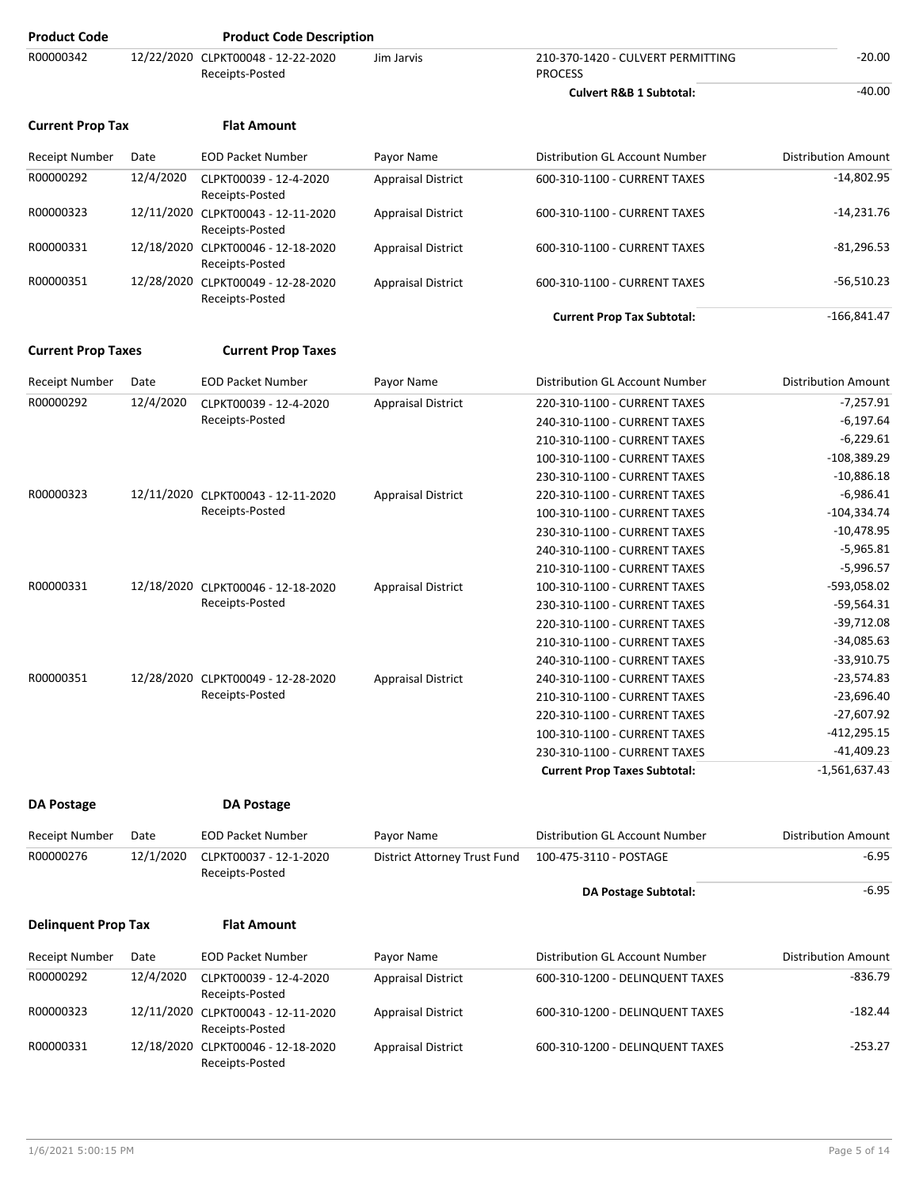| Product Code | | Product Code Description | | | |
|---|---|---|---|---|---|
| R00000342 | 12/22/2020 | CLPKT00048 - 12-22-2020 Receipts-Posted | Jim Jarvis | 210-370-1420 - CULVERT PERMITTING PROCESS | -20.00 |
| | | | | **Culvert R&B 1 Subtotal:** | -40.00 |

**Current Prop Tax** **Flat Amount**

| Receipt Number | Date | EOD Packet Number | Payor Name | Distribution GL Account Number | Distribution Amount |
|---|---|---|---|---|---|
| R00000292 | 12/4/2020 | CLPKT00039 - 12-4-2020 Receipts-Posted | Appraisal District | 600-310-1100 - CURRENT TAXES | -14,802.95 |
| R00000323 | 12/11/2020 | CLPKT00043 - 12-11-2020 Receipts-Posted | Appraisal District | 600-310-1100 - CURRENT TAXES | -14,231.76 |
| R00000331 | 12/18/2020 | CLPKT00046 - 12-18-2020 Receipts-Posted | Appraisal District | 600-310-1100 - CURRENT TAXES | -81,296.53 |
| R00000351 | 12/28/2020 | CLPKT00049 - 12-28-2020 Receipts-Posted | Appraisal District | 600-310-1100 - CURRENT TAXES | -56,510.23 |
| | | | | **Current Prop Tax Subtotal:** | -166,841.47 |

**Current Prop Taxes** **Current Prop Taxes**

| Receipt Number | Date | EOD Packet Number | Payor Name | Distribution GL Account Number | Distribution Amount |
|---|---|---|---|---|---|
| R00000292 | 12/4/2020 | CLPKT00039 - 12-4-2020 Receipts-Posted | Appraisal District | 220-310-1100 - CURRENT TAXES | -7,257.91 |
| | | | | 240-310-1100 - CURRENT TAXES | -6,197.64 |
| | | | | 210-310-1100 - CURRENT TAXES | -6,229.61 |
| | | | | 100-310-1100 - CURRENT TAXES | -108,389.29 |
| | | | | 230-310-1100 - CURRENT TAXES | -10,886.18 |
| R00000323 | 12/11/2020 | CLPKT00043 - 12-11-2020 Receipts-Posted | Appraisal District | 220-310-1100 - CURRENT TAXES | -6,986.41 |
| | | | | 100-310-1100 - CURRENT TAXES | -104,334.74 |
| | | | | 230-310-1100 - CURRENT TAXES | -10,478.95 |
| | | | | 240-310-1100 - CURRENT TAXES | -5,965.81 |
| | | | | 210-310-1100 - CURRENT TAXES | -5,996.57 |
| R00000331 | 12/18/2020 | CLPKT00046 - 12-18-2020 Receipts-Posted | Appraisal District | 100-310-1100 - CURRENT TAXES | -593,058.02 |
| | | | | 230-310-1100 - CURRENT TAXES | -59,564.31 |
| | | | | 220-310-1100 - CURRENT TAXES | -39,712.08 |
| | | | | 210-310-1100 - CURRENT TAXES | -34,085.63 |
| | | | | 240-310-1100 - CURRENT TAXES | -33,910.75 |
| R00000351 | 12/28/2020 | CLPKT00049 - 12-28-2020 Receipts-Posted | Appraisal District | 240-310-1100 - CURRENT TAXES | -23,574.83 |
| | | | | 210-310-1100 - CURRENT TAXES | -23,696.40 |
| | | | | 220-310-1100 - CURRENT TAXES | -27,607.92 |
| | | | | 100-310-1100 - CURRENT TAXES | -412,295.15 |
| | | | | 230-310-1100 - CURRENT TAXES | -41,409.23 |
| | | | | **Current Prop Taxes Subtotal:** | -1,561,637.43 |

**DA Postage** **DA Postage**

| Receipt Number | Date | EOD Packet Number | Payor Name | Distribution GL Account Number | Distribution Amount |
|---|---|---|---|---|---|
| R00000276 | 12/1/2020 | CLPKT00037 - 12-1-2020 Receipts-Posted | District Attorney Trust Fund | 100-475-3110 - POSTAGE | -6.95 |
| | | | | **DA Postage Subtotal:** | -6.95 |

**Delinquent Prop Tax** **Flat Amount**

| Receipt Number | Date | EOD Packet Number | Payor Name | Distribution GL Account Number | Distribution Amount |
|---|---|---|---|---|---|
| R00000292 | 12/4/2020 | CLPKT00039 - 12-4-2020 Receipts-Posted | Appraisal District | 600-310-1200 - DELINQUENT TAXES | -836.79 |
| R00000323 | 12/11/2020 | CLPKT00043 - 12-11-2020 Receipts-Posted | Appraisal District | 600-310-1200 - DELINQUENT TAXES | -182.44 |
| R00000331 | 12/18/2020 | CLPKT00046 - 12-18-2020 Receipts-Posted | Appraisal District | 600-310-1200 - DELINQUENT TAXES | -253.27 |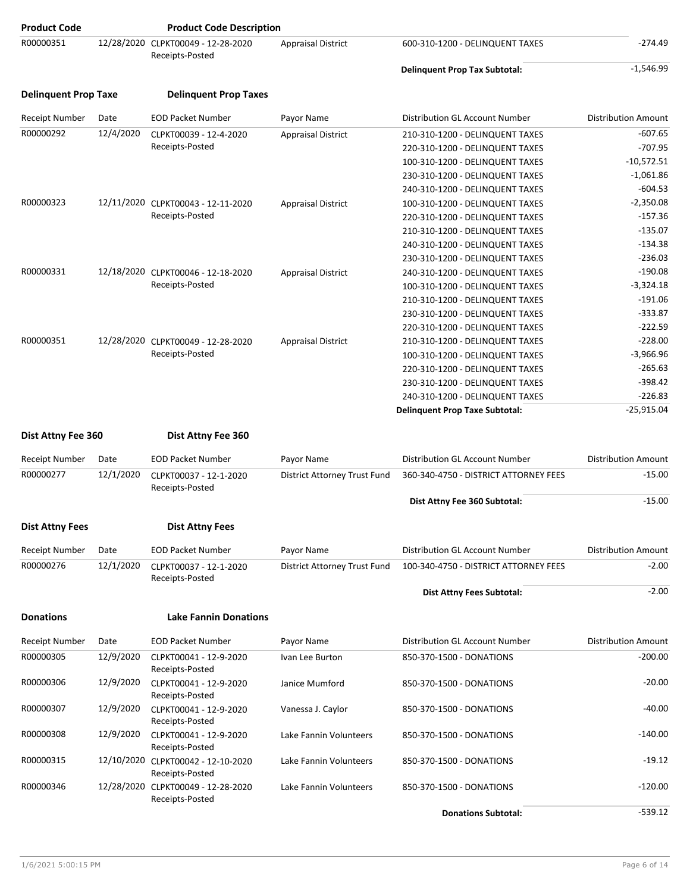| Product Code | | Product Code Description | | | |
|---|---|---|---|---|---|
| R00000351 | 12/28/2020 | CLPKT00049 - 12-28-2020 Receipts-Posted | Appraisal District | 600-310-1200 - DELINQUENT TAXES | -274.49 |
| | | | | **Delinquent Prop Tax Subtotal:** | -1,546.99 |

**Delinquent Prop Taxe** — **Delinquent Prop Taxes**

| Receipt Number | Date | EOD Packet Number | Payor Name | Distribution GL Account Number | Distribution Amount |
|---|---|---|---|---|---|
| R00000292 | 12/4/2020 | CLPKT00039 - 12-4-2020 Receipts-Posted | Appraisal District | 210-310-1200 - DELINQUENT TAXES | -607.65 |
| | | | | 220-310-1200 - DELINQUENT TAXES | -707.95 |
| | | | | 100-310-1200 - DELINQUENT TAXES | -10,572.51 |
| | | | | 230-310-1200 - DELINQUENT TAXES | -1,061.86 |
| | | | | 240-310-1200 - DELINQUENT TAXES | -604.53 |
| R00000323 | 12/11/2020 | CLPKT00043 - 12-11-2020 Receipts-Posted | Appraisal District | 100-310-1200 - DELINQUENT TAXES | -2,350.08 |
| | | | | 220-310-1200 - DELINQUENT TAXES | -157.36 |
| | | | | 210-310-1200 - DELINQUENT TAXES | -135.07 |
| | | | | 240-310-1200 - DELINQUENT TAXES | -134.38 |
| | | | | 230-310-1200 - DELINQUENT TAXES | -236.03 |
| R00000331 | 12/18/2020 | CLPKT00046 - 12-18-2020 Receipts-Posted | Appraisal District | 240-310-1200 - DELINQUENT TAXES | -190.08 |
| | | | | 100-310-1200 - DELINQUENT TAXES | -3,324.18 |
| | | | | 210-310-1200 - DELINQUENT TAXES | -191.06 |
| | | | | 230-310-1200 - DELINQUENT TAXES | -333.87 |
| | | | | 220-310-1200 - DELINQUENT TAXES | -222.59 |
| R00000351 | 12/28/2020 | CLPKT00049 - 12-28-2020 Receipts-Posted | Appraisal District | 210-310-1200 - DELINQUENT TAXES | -228.00 |
| | | | | 100-310-1200 - DELINQUENT TAXES | -3,966.96 |
| | | | | 220-310-1200 - DELINQUENT TAXES | -265.63 |
| | | | | 230-310-1200 - DELINQUENT TAXES | -398.42 |
| | | | | 240-310-1200 - DELINQUENT TAXES | -226.83 |
| | | | | **Delinquent Prop Taxe Subtotal:** | -25,915.04 |

**Dist Attny Fee 360** — **Dist Attny Fee 360**

| Receipt Number | Date | EOD Packet Number | Payor Name | Distribution GL Account Number | Distribution Amount |
|---|---|---|---|---|---|
| R00000277 | 12/1/2020 | CLPKT00037 - 12-1-2020 Receipts-Posted | District Attorney Trust Fund | 360-340-4750 - DISTRICT ATTORNEY FEES | -15.00 |
| | | | | **Dist Attny Fee 360 Subtotal:** | -15.00 |

**Dist Attny Fees** — **Dist Attny Fees**

| Receipt Number | Date | EOD Packet Number | Payor Name | Distribution GL Account Number | Distribution Amount |
|---|---|---|---|---|---|
| R00000276 | 12/1/2020 | CLPKT00037 - 12-1-2020 Receipts-Posted | District Attorney Trust Fund | 100-340-4750 - DISTRICT ATTORNEY FEES | -2.00 |
| | | | | **Dist Attny Fees Subtotal:** | -2.00 |

**Donations** — **Lake Fannin Donations**

| Receipt Number | Date | EOD Packet Number | Payor Name | Distribution GL Account Number | Distribution Amount |
|---|---|---|---|---|---|
| R00000305 | 12/9/2020 | CLPKT00041 - 12-9-2020 Receipts-Posted | Ivan Lee Burton | 850-370-1500 - DONATIONS | -200.00 |
| R00000306 | 12/9/2020 | CLPKT00041 - 12-9-2020 Receipts-Posted | Janice Mumford | 850-370-1500 - DONATIONS | -20.00 |
| R00000307 | 12/9/2020 | CLPKT00041 - 12-9-2020 Receipts-Posted | Vanessa J. Caylor | 850-370-1500 - DONATIONS | -40.00 |
| R00000308 | 12/9/2020 | CLPKT00041 - 12-9-2020 Receipts-Posted | Lake Fannin Volunteers | 850-370-1500 - DONATIONS | -140.00 |
| R00000315 | 12/10/2020 | CLPKT00042 - 12-10-2020 Receipts-Posted | Lake Fannin Volunteers | 850-370-1500 - DONATIONS | -19.12 |
| R00000346 | 12/28/2020 | CLPKT00049 - 12-28-2020 Receipts-Posted | Lake Fannin Volunteers | 850-370-1500 - DONATIONS | -120.00 |
| | | | | **Donations Subtotal:** | -539.12 |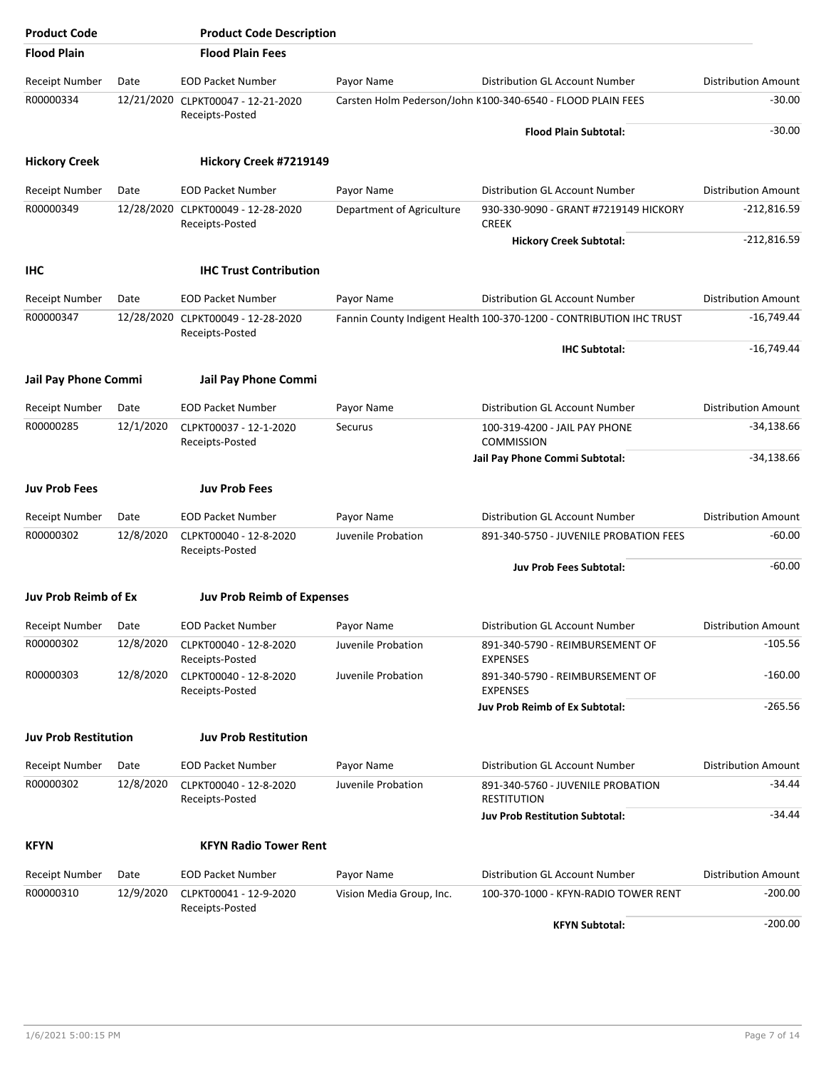| Product Code | Product Code Description |
|---|---|

## Flood Plain — Flood Plain Fees

| Receipt Number | Date | EOD Packet Number | Payor Name | Distribution GL Account Number | Distribution Amount |
|---|---|---|---|---|---|
| R00000334 | 12/21/2020 | CLPKT00047 - 12-21-2020 Receipts-Posted | Carsten Holm Pederson/John K | 100-340-6540 - FLOOD PLAIN FEES | -30.00 |
| | | | | **Flood Plain Subtotal:** | -30.00 |

## Hickory Creek — Hickory Creek #7219149

| Receipt Number | Date | EOD Packet Number | Payor Name | Distribution GL Account Number | Distribution Amount |
|---|---|---|---|---|---|
| R00000349 | 12/28/2020 | CLPKT00049 - 12-28-2020 Receipts-Posted | Department of Agriculture | 930-330-9090 - GRANT #7219149 HICKORY CREEK | -212,816.59 |
| | | | | **Hickory Creek Subtotal:** | -212,816.59 |

## IHC — IHC Trust Contribution

| Receipt Number | Date | EOD Packet Number | Payor Name | Distribution GL Account Number | Distribution Amount |
|---|---|---|---|---|---|
| R00000347 | 12/28/2020 | CLPKT00049 - 12-28-2020 Receipts-Posted | Fannin County Indigent Health | 100-370-1200 - CONTRIBUTION IHC TRUST | -16,749.44 |
| | | | | **IHC Subtotal:** | -16,749.44 |

## Jail Pay Phone Commi — Jail Pay Phone Commi

| Receipt Number | Date | EOD Packet Number | Payor Name | Distribution GL Account Number | Distribution Amount |
|---|---|---|---|---|---|
| R00000285 | 12/1/2020 | CLPKT00037 - 12-1-2020 Receipts-Posted | Securus | 100-319-4200 - JAIL PAY PHONE COMMISSION | -34,138.66 |
| | | | | **Jail Pay Phone Commi Subtotal:** | -34,138.66 |

## Juv Prob Fees — Juv Prob Fees

| Receipt Number | Date | EOD Packet Number | Payor Name | Distribution GL Account Number | Distribution Amount |
|---|---|---|---|---|---|
| R00000302 | 12/8/2020 | CLPKT00040 - 12-8-2020 Receipts-Posted | Juvenile Probation | 891-340-5750 - JUVENILE PROBATION FEES | -60.00 |
| | | | | **Juv Prob Fees Subtotal:** | -60.00 |

## Juv Prob Reimb of Ex — Juv Prob Reimb of Expenses

| Receipt Number | Date | EOD Packet Number | Payor Name | Distribution GL Account Number | Distribution Amount |
|---|---|---|---|---|---|
| R00000302 | 12/8/2020 | CLPKT00040 - 12-8-2020 Receipts-Posted | Juvenile Probation | 891-340-5790 - REIMBURSEMENT OF EXPENSES | -105.56 |
| R00000303 | 12/8/2020 | CLPKT00040 - 12-8-2020 Receipts-Posted | Juvenile Probation | 891-340-5790 - REIMBURSEMENT OF EXPENSES | -160.00 |
| | | | | **Juv Prob Reimb of Ex Subtotal:** | -265.56 |

## Juv Prob Restitution — Juv Prob Restitution

| Receipt Number | Date | EOD Packet Number | Payor Name | Distribution GL Account Number | Distribution Amount |
|---|---|---|---|---|---|
| R00000302 | 12/8/2020 | CLPKT00040 - 12-8-2020 Receipts-Posted | Juvenile Probation | 891-340-5760 - JUVENILE PROBATION RESTITUTION | -34.44 |
| | | | | **Juv Prob Restitution Subtotal:** | -34.44 |

## KFYN — KFYN Radio Tower Rent

| Receipt Number | Date | EOD Packet Number | Payor Name | Distribution GL Account Number | Distribution Amount |
|---|---|---|---|---|---|
| R00000310 | 12/9/2020 | CLPKT00041 - 12-9-2020 Receipts-Posted | Vision Media Group, Inc. | 100-370-1000 - KFYN-RADIO TOWER RENT | -200.00 |
| | | | | **KFYN Subtotal:** | -200.00 |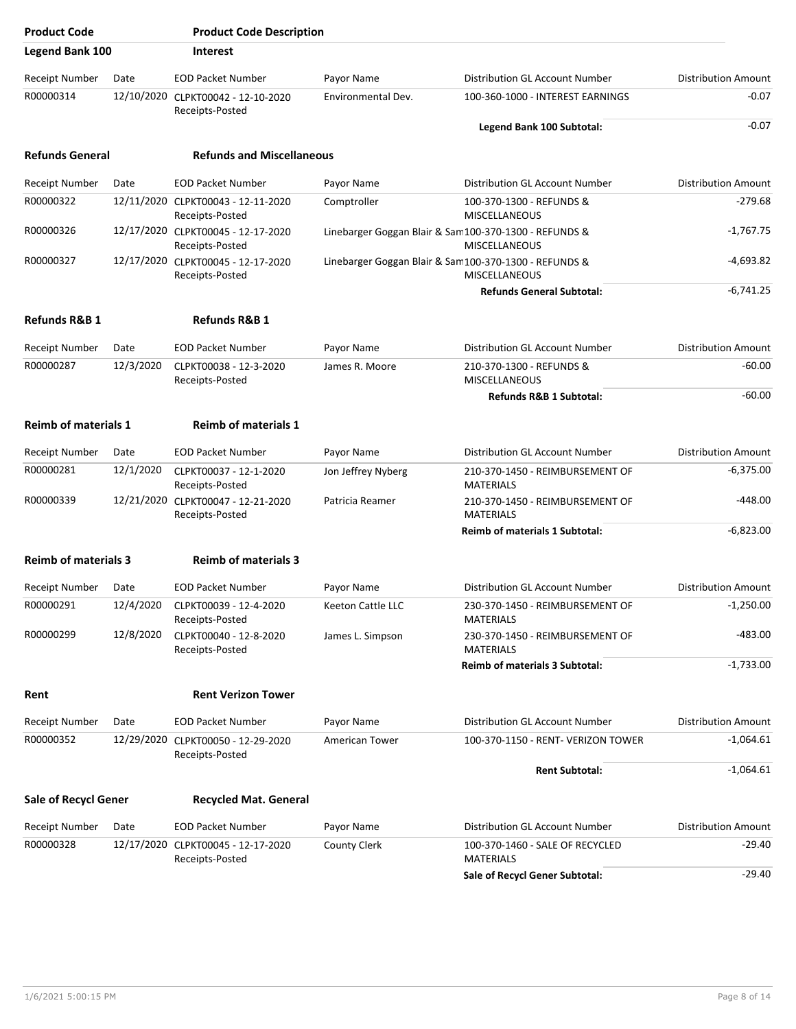| Product Code | Product Code Description | | | | |
|---|---|---|---|---|---|
| **Legend Bank 100** | **Interest** | | | | |
| Receipt Number | Date | EOD Packet Number | Payor Name | Distribution GL Account Number | Distribution Amount |
| R00000314 | 12/10/2020 | CLPKT00042 - 12-10-2020 Receipts-Posted | Environmental Dev. | 100-360-1000 - INTEREST EARNINGS | -0.07 |
| | | | | **Legend Bank 100 Subtotal:** | -0.07 |
| **Refunds General** | **Refunds and Miscellaneous** | | | | |
| Receipt Number | Date | EOD Packet Number | Payor Name | Distribution GL Account Number | Distribution Amount |
| R00000322 | 12/11/2020 | CLPKT00043 - 12-11-2020 Receipts-Posted | Comptroller | 100-370-1300 - REFUNDS & MISCELLANEOUS | -279.68 |
| R00000326 | 12/17/2020 | CLPKT00045 - 12-17-2020 Receipts-Posted | Linebarger Goggan Blair & Sam | 100-370-1300 - REFUNDS & MISCELLANEOUS | -1,767.75 |
| R00000327 | 12/17/2020 | CLPKT00045 - 12-17-2020 Receipts-Posted | Linebarger Goggan Blair & Sam | 100-370-1300 - REFUNDS & MISCELLANEOUS | -4,693.82 |
| | | | | **Refunds General Subtotal:** | -6,741.25 |
| **Refunds R&B 1** | **Refunds R&B 1** | | | | |
| Receipt Number | Date | EOD Packet Number | Payor Name | Distribution GL Account Number | Distribution Amount |
| R00000287 | 12/3/2020 | CLPKT00038 - 12-3-2020 Receipts-Posted | James R. Moore | 210-370-1300 - REFUNDS & MISCELLANEOUS | -60.00 |
| | | | | **Refunds R&B 1 Subtotal:** | -60.00 |
| **Reimb of materials 1** | **Reimb of materials 1** | | | | |
| Receipt Number | Date | EOD Packet Number | Payor Name | Distribution GL Account Number | Distribution Amount |
| R00000281 | 12/1/2020 | CLPKT00037 - 12-1-2020 Receipts-Posted | Jon Jeffrey Nyberg | 210-370-1450 - REIMBURSEMENT OF MATERIALS | -6,375.00 |
| R00000339 | 12/21/2020 | CLPKT00047 - 12-21-2020 Receipts-Posted | Patricia Reamer | 210-370-1450 - REIMBURSEMENT OF MATERIALS | -448.00 |
| | | | | **Reimb of materials 1 Subtotal:** | -6,823.00 |
| **Reimb of materials 3** | **Reimb of materials 3** | | | | |
| Receipt Number | Date | EOD Packet Number | Payor Name | Distribution GL Account Number | Distribution Amount |
| R00000291 | 12/4/2020 | CLPKT00039 - 12-4-2020 Receipts-Posted | Keeton Cattle LLC | 230-370-1450 - REIMBURSEMENT OF MATERIALS | -1,250.00 |
| R00000299 | 12/8/2020 | CLPKT00040 - 12-8-2020 Receipts-Posted | James L. Simpson | 230-370-1450 - REIMBURSEMENT OF MATERIALS | -483.00 |
| | | | | **Reimb of materials 3 Subtotal:** | -1,733.00 |
| **Rent** | **Rent Verizon Tower** | | | | |
| Receipt Number | Date | EOD Packet Number | Payor Name | Distribution GL Account Number | Distribution Amount |
| R00000352 | 12/29/2020 | CLPKT00050 - 12-29-2020 Receipts-Posted | American Tower | 100-370-1150 - RENT- VERIZON TOWER | -1,064.61 |
| | | | | **Rent Subtotal:** | -1,064.61 |
| **Sale of Recycl Gener** | **Recycled Mat. General** | | | | |
| Receipt Number | Date | EOD Packet Number | Payor Name | Distribution GL Account Number | Distribution Amount |
| R00000328 | 12/17/2020 | CLPKT00045 - 12-17-2020 Receipts-Posted | County Clerk | 100-370-1460 - SALE OF RECYCLED MATERIALS | -29.40 |
| | | | | **Sale of Recycl Gener Subtotal:** | -29.40 |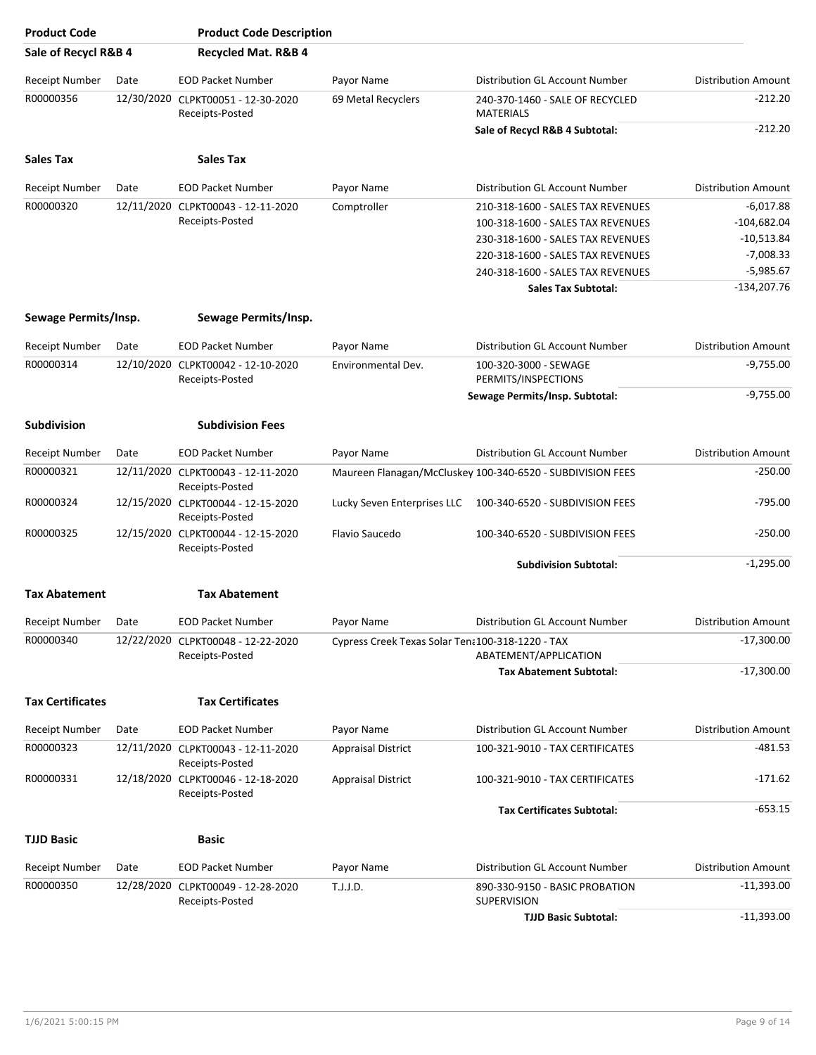| Product Code | Product Code Description | | | | |
|---|---|---|---|---|---|
| **Sale of Recycl R&B 4** | **Recycled Mat. R&B 4** | | | | |
| Receipt Number | Date | EOD Packet Number | Payor Name | Distribution GL Account Number | Distribution Amount |
| R00000356 | 12/30/2020 | CLPKT00051 - 12-30-2020 Receipts-Posted | 69 Metal Recyclers | 240-370-1460 - SALE OF RECYCLED MATERIALS | -212.20 |
| | | | | **Sale of Recycl R&B 4 Subtotal:** | -212.20 |

| **Sales Tax** | **Sales Tax** | | | | |
|---|---|---|---|---|---|
| Receipt Number | Date | EOD Packet Number | Payor Name | Distribution GL Account Number | Distribution Amount |
| R00000320 | 12/11/2020 | CLPKT00043 - 12-11-2020 Receipts-Posted | Comptroller | 210-318-1600 - SALES TAX REVENUES | -6,017.88 |
| | | | | 100-318-1600 - SALES TAX REVENUES | -104,682.04 |
| | | | | 230-318-1600 - SALES TAX REVENUES | -10,513.84 |
| | | | | 220-318-1600 - SALES TAX REVENUES | -7,008.33 |
| | | | | 240-318-1600 - SALES TAX REVENUES | -5,985.67 |
| | | | | **Sales Tax Subtotal:** | -134,207.76 |

| **Sewage Permits/Insp.** | **Sewage Permits/Insp.** | | | | |
|---|---|---|---|---|---|
| Receipt Number | Date | EOD Packet Number | Payor Name | Distribution GL Account Number | Distribution Amount |
| R00000314 | 12/10/2020 | CLPKT00042 - 12-10-2020 Receipts-Posted | Environmental Dev. | 100-320-3000 - SEWAGE PERMITS/INSPECTIONS | -9,755.00 |
| | | | | **Sewage Permits/Insp. Subtotal:** | -9,755.00 |

| **Subdivision** | **Subdivision Fees** | | | | |
|---|---|---|---|---|---|
| Receipt Number | Date | EOD Packet Number | Payor Name | Distribution GL Account Number | Distribution Amount |
| R00000321 | 12/11/2020 | CLPKT00043 - 12-11-2020 Receipts-Posted | Maureen Flanagan/McCluskey | 100-340-6520 - SUBDIVISION FEES | -250.00 |
| R00000324 | 12/15/2020 | CLPKT00044 - 12-15-2020 Receipts-Posted | Lucky Seven Enterprises LLC | 100-340-6520 - SUBDIVISION FEES | -795.00 |
| R00000325 | 12/15/2020 | CLPKT00044 - 12-15-2020 Receipts-Posted | Flavio Saucedo | 100-340-6520 - SUBDIVISION FEES | -250.00 |
| | | | | **Subdivision Subtotal:** | -1,295.00 |

| **Tax Abatement** | **Tax Abatement** | | | | |
|---|---|---|---|---|---|
| Receipt Number | Date | EOD Packet Number | Payor Name | Distribution GL Account Number | Distribution Amount |
| R00000340 | 12/22/2020 | CLPKT00048 - 12-22-2020 Receipts-Posted | Cypress Creek Texas Solar Ten | 100-318-1220 - TAX ABATEMENT/APPLICATION | -17,300.00 |
| | | | | **Tax Abatement Subtotal:** | -17,300.00 |

| **Tax Certificates** | **Tax Certificates** | | | | |
|---|---|---|---|---|---|
| Receipt Number | Date | EOD Packet Number | Payor Name | Distribution GL Account Number | Distribution Amount |
| R00000323 | 12/11/2020 | CLPKT00043 - 12-11-2020 Receipts-Posted | Appraisal District | 100-321-9010 - TAX CERTIFICATES | -481.53 |
| R00000331 | 12/18/2020 | CLPKT00046 - 12-18-2020 Receipts-Posted | Appraisal District | 100-321-9010 - TAX CERTIFICATES | -171.62 |
| | | | | **Tax Certificates Subtotal:** | -653.15 |

| **TJJD Basic** | **Basic** | | | | |
|---|---|---|---|---|---|
| Receipt Number | Date | EOD Packet Number | Payor Name | Distribution GL Account Number | Distribution Amount |
| R00000350 | 12/28/2020 | CLPKT00049 - 12-28-2020 Receipts-Posted | T.J.J.D. | 890-330-9150 - BASIC PROBATION SUPERVISION | -11,393.00 |
| | | | | **TJJD Basic Subtotal:** | -11,393.00 |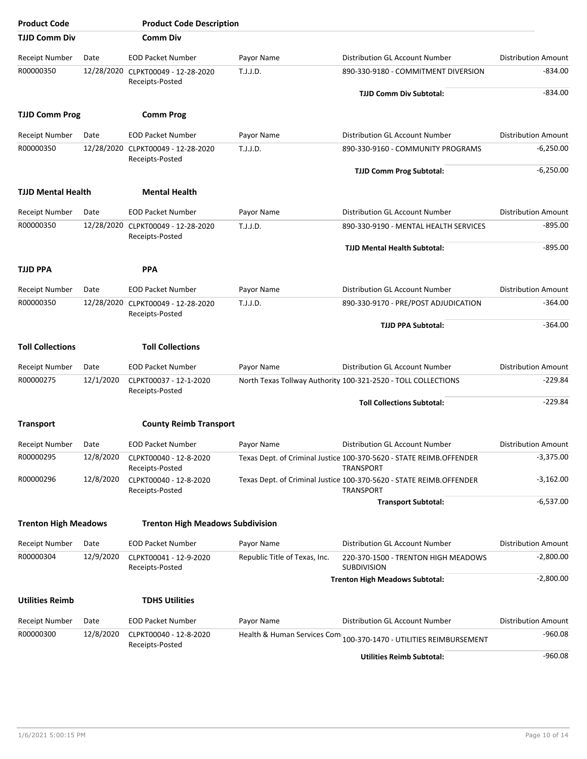| Product Code | Product Code Description | | | | |
|---|---|---|---|---|---|
| **TJJD Comm Div** | **Comm Div** | | | | |
| Receipt Number | Date | EOD Packet Number | Payor Name | Distribution GL Account Number | Distribution Amount |
| R00000350 | 12/28/2020 | CLPKT00049 - 12-28-2020 Receipts-Posted | T.J.J.D. | 890-330-9180 - COMMITMENT DIVERSION | -834.00 |
| | | | | **TJJD Comm Div Subtotal:** | -834.00 |
| **TJJD Comm Prog** | **Comm Prog** | | | | |
| Receipt Number | Date | EOD Packet Number | Payor Name | Distribution GL Account Number | Distribution Amount |
| R00000350 | 12/28/2020 | CLPKT00049 - 12-28-2020 Receipts-Posted | T.J.J.D. | 890-330-9160 - COMMUNITY PROGRAMS | -6,250.00 |
| | | | | **TJJD Comm Prog Subtotal:** | -6,250.00 |
| **TJJD Mental Health** | **Mental Health** | | | | |
| Receipt Number | Date | EOD Packet Number | Payor Name | Distribution GL Account Number | Distribution Amount |
| R00000350 | 12/28/2020 | CLPKT00049 - 12-28-2020 Receipts-Posted | T.J.J.D. | 890-330-9190 - MENTAL HEALTH SERVICES | -895.00 |
| | | | | **TJJD Mental Health Subtotal:** | -895.00 |
| **TJJD PPA** | **PPA** | | | | |
| Receipt Number | Date | EOD Packet Number | Payor Name | Distribution GL Account Number | Distribution Amount |
| R00000350 | 12/28/2020 | CLPKT00049 - 12-28-2020 Receipts-Posted | T.J.J.D. | 890-330-9170 - PRE/POST ADJUDICATION | -364.00 |
| | | | | **TJJD PPA Subtotal:** | -364.00 |
| **Toll Collections** | **Toll Collections** | | | | |
| Receipt Number | Date | EOD Packet Number | Payor Name | Distribution GL Account Number | Distribution Amount |
| R00000275 | 12/1/2020 | CLPKT00037 - 12-1-2020 Receipts-Posted | North Texas Tollway Authority | 100-321-2520 - TOLL COLLECTIONS | -229.84 |
| | | | | **Toll Collections Subtotal:** | -229.84 |
| **Transport** | **County Reimb Transport** | | | | |
| Receipt Number | Date | EOD Packet Number | Payor Name | Distribution GL Account Number | Distribution Amount |
| R00000295 | 12/8/2020 | CLPKT00040 - 12-8-2020 Receipts-Posted | Texas Dept. of Criminal Justice | 100-370-5620 - STATE REIMB.OFFENDER TRANSPORT | -3,375.00 |
| R00000296 | 12/8/2020 | CLPKT00040 - 12-8-2020 Receipts-Posted | Texas Dept. of Criminal Justice | 100-370-5620 - STATE REIMB.OFFENDER TRANSPORT | -3,162.00 |
| | | | | **Transport Subtotal:** | -6,537.00 |
| **Trenton High Meadows** | **Trenton High Meadows Subdivision** | | | | |
| Receipt Number | Date | EOD Packet Number | Payor Name | Distribution GL Account Number | Distribution Amount |
| R00000304 | 12/9/2020 | CLPKT00041 - 12-9-2020 Receipts-Posted | Republic Title of Texas, Inc. | 220-370-1500 - TRENTON HIGH MEADOWS SUBDIVISION | -2,800.00 |
| | | | | **Trenton High Meadows Subtotal:** | -2,800.00 |
| **Utilities Reimb** | **TDHS Utilities** | | | | |
| Receipt Number | Date | EOD Packet Number | Payor Name | Distribution GL Account Number | Distribution Amount |
| R00000300 | 12/8/2020 | CLPKT00040 - 12-8-2020 Receipts-Posted | Health & Human Services Com | 100-370-1470 - UTILITIES REIMBURSEMENT | -960.08 |
| | | | | **Utilities Reimb Subtotal:** | -960.08 |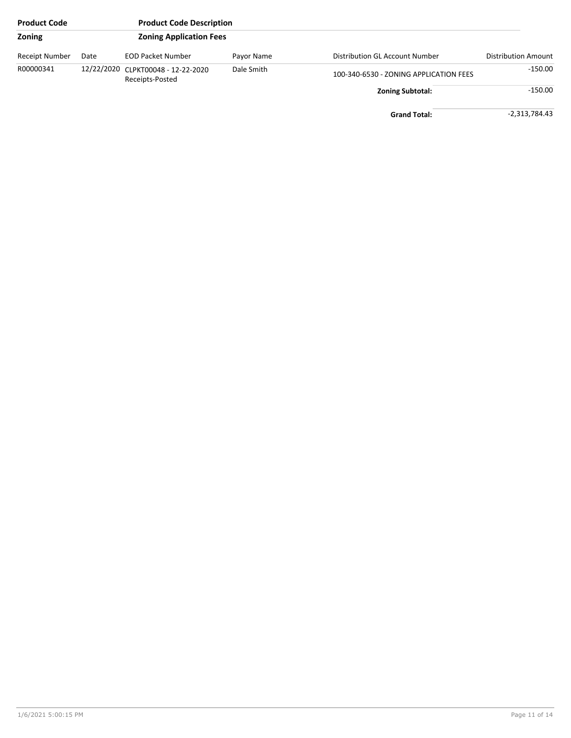| Product Code | | Product Code Description | | | |
|---|---|---|---|---|---|
| **Zoning** | | **Zoning Application Fees** | | | |
| Receipt Number | Date | EOD Packet Number | Payor Name | Distribution GL Account Number | Distribution Amount |
| R00000341 | 12/22/2020 | CLPKT00048 - 12-22-2020 Receipts-Posted | Dale Smith | 100-340-6530 - ZONING APPLICATION FEES | -150.00 |
| | | | | **Zoning Subtotal:** | -150.00 |
| | | | | **Grand Total:** | -2,313,784.43 |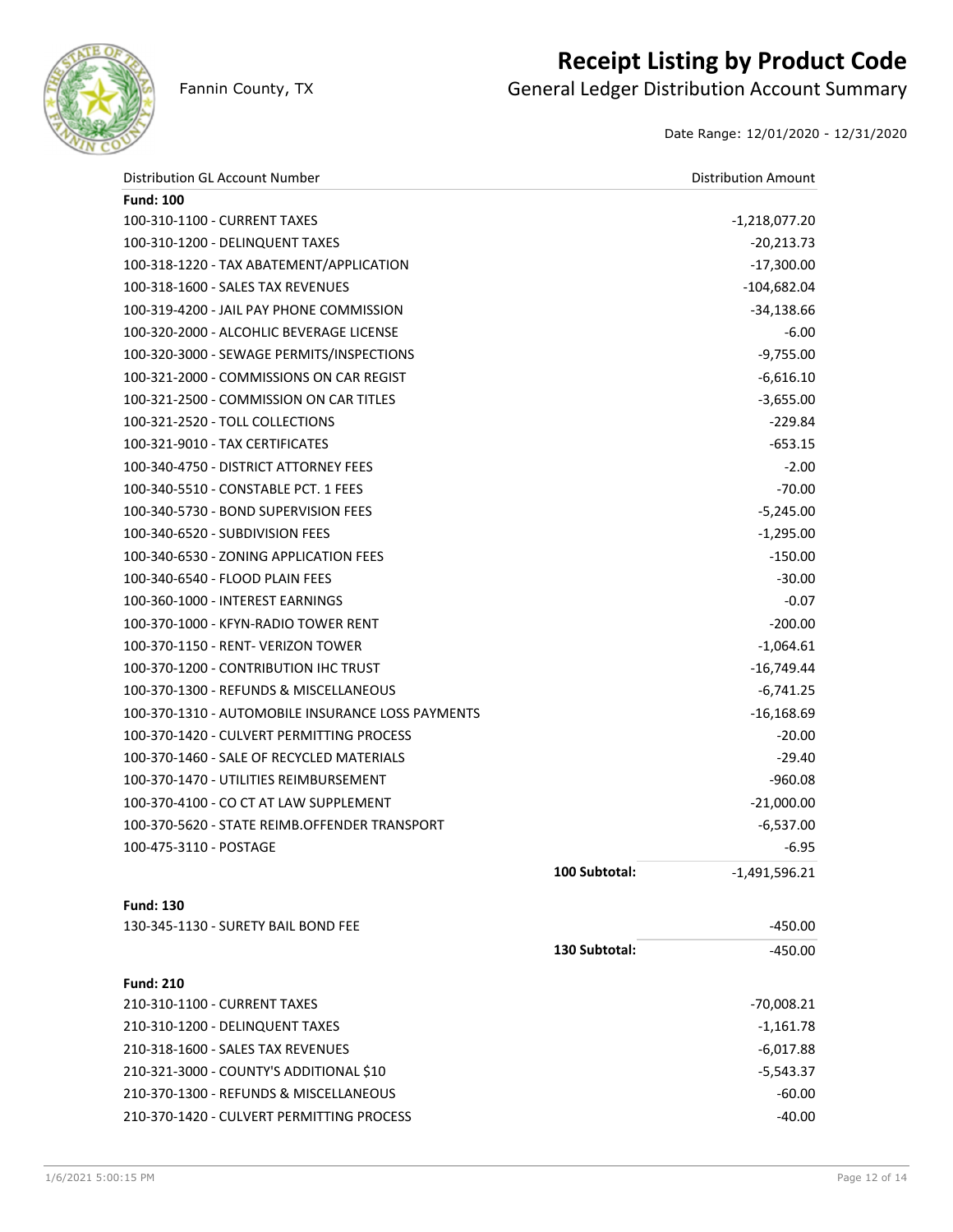# Receipt Listing by Product Code

Fannin County, TX

## General Ledger Distribution Account Summary

Date Range: 12/01/2020 - 12/31/2020

| Distribution GL Account Number | | Distribution Amount |
|---|---|---|
| **Fund: 100** | | |
| 100-310-1100 - CURRENT TAXES | | -1,218,077.20 |
| 100-310-1200 - DELINQUENT TAXES | | -20,213.73 |
| 100-318-1220 - TAX ABATEMENT/APPLICATION | | -17,300.00 |
| 100-318-1600 - SALES TAX REVENUES | | -104,682.04 |
| 100-319-4200 - JAIL PAY PHONE COMMISSION | | -34,138.66 |
| 100-320-2000 - ALCOHLIC BEVERAGE LICENSE | | -6.00 |
| 100-320-3000 - SEWAGE PERMITS/INSPECTIONS | | -9,755.00 |
| 100-321-2000 - COMMISSIONS ON CAR REGIST | | -6,616.10 |
| 100-321-2500 - COMMISSION ON CAR TITLES | | -3,655.00 |
| 100-321-2520 - TOLL COLLECTIONS | | -229.84 |
| 100-321-9010 - TAX CERTIFICATES | | -653.15 |
| 100-340-4750 - DISTRICT ATTORNEY FEES | | -2.00 |
| 100-340-5510 - CONSTABLE PCT. 1 FEES | | -70.00 |
| 100-340-5730 - BOND SUPERVISION FEES | | -5,245.00 |
| 100-340-6520 - SUBDIVISION FEES | | -1,295.00 |
| 100-340-6530 - ZONING APPLICATION FEES | | -150.00 |
| 100-340-6540 - FLOOD PLAIN FEES | | -30.00 |
| 100-360-1000 - INTEREST EARNINGS | | -0.07 |
| 100-370-1000 - KFYN-RADIO TOWER RENT | | -200.00 |
| 100-370-1150 - RENT- VERIZON TOWER | | -1,064.61 |
| 100-370-1200 - CONTRIBUTION IHC TRUST | | -16,749.44 |
| 100-370-1300 - REFUNDS & MISCELLANEOUS | | -6,741.25 |
| 100-370-1310 - AUTOMOBILE INSURANCE LOSS PAYMENTS | | -16,168.69 |
| 100-370-1420 - CULVERT PERMITTING PROCESS | | -20.00 |
| 100-370-1460 - SALE OF RECYCLED MATERIALS | | -29.40 |
| 100-370-1470 - UTILITIES REIMBURSEMENT | | -960.08 |
| 100-370-4100 - CO CT AT LAW SUPPLEMENT | | -21,000.00 |
| 100-370-5620 - STATE REIMB.OFFENDER TRANSPORT | | -6,537.00 |
| 100-475-3110 - POSTAGE | | -6.95 |
| | **100 Subtotal:** | -1,491,596.21 |
| **Fund: 130** | | |
| 130-345-1130 - SURETY BAIL BOND FEE | | -450.00 |
| | **130 Subtotal:** | -450.00 |
| **Fund: 210** | | |
| 210-310-1100 - CURRENT TAXES | | -70,008.21 |
| 210-310-1200 - DELINQUENT TAXES | | -1,161.78 |
| 210-318-1600 - SALES TAX REVENUES | | -6,017.88 |
| 210-321-3000 - COUNTY'S ADDITIONAL $10 | | -5,543.37 |
| 210-370-1300 - REFUNDS & MISCELLANEOUS | | -60.00 |
| 210-370-1420 - CULVERT PERMITTING PROCESS | | -40.00 |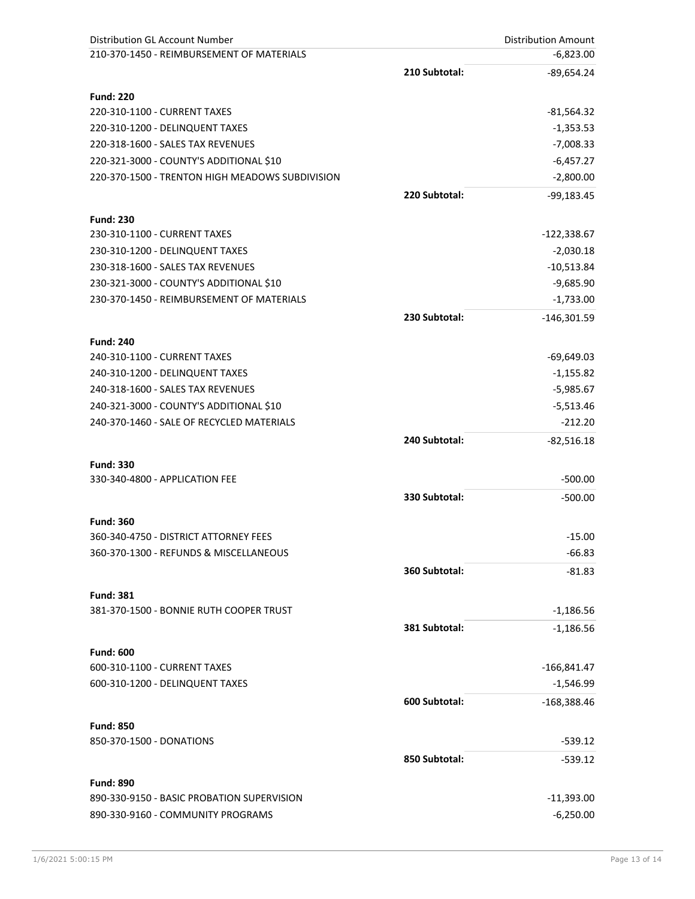| Distribution GL Account Number | | Distribution Amount |
|---|---|---|
| 210-370-1450 - REIMBURSEMENT OF MATERIALS | | -6,823.00 |
| | **210 Subtotal:** | -89,654.24 |
| **Fund: 220** | | |
| 220-310-1100 - CURRENT TAXES | | -81,564.32 |
| 220-310-1200 - DELINQUENT TAXES | | -1,353.53 |
| 220-318-1600 - SALES TAX REVENUES | | -7,008.33 |
| 220-321-3000 - COUNTY'S ADDITIONAL $10 | | -6,457.27 |
| 220-370-1500 - TRENTON HIGH MEADOWS SUBDIVISION | | -2,800.00 |
| | **220 Subtotal:** | -99,183.45 |
| **Fund: 230** | | |
| 230-310-1100 - CURRENT TAXES | | -122,338.67 |
| 230-310-1200 - DELINQUENT TAXES | | -2,030.18 |
| 230-318-1600 - SALES TAX REVENUES | | -10,513.84 |
| 230-321-3000 - COUNTY'S ADDITIONAL $10 | | -9,685.90 |
| 230-370-1450 - REIMBURSEMENT OF MATERIALS | | -1,733.00 |
| | **230 Subtotal:** | -146,301.59 |
| **Fund: 240** | | |
| 240-310-1100 - CURRENT TAXES | | -69,649.03 |
| 240-310-1200 - DELINQUENT TAXES | | -1,155.82 |
| 240-318-1600 - SALES TAX REVENUES | | -5,985.67 |
| 240-321-3000 - COUNTY'S ADDITIONAL $10 | | -5,513.46 |
| 240-370-1460 - SALE OF RECYCLED MATERIALS | | -212.20 |
| | **240 Subtotal:** | -82,516.18 |
| **Fund: 330** | | |
| 330-340-4800 - APPLICATION FEE | | -500.00 |
| | **330 Subtotal:** | -500.00 |
| **Fund: 360** | | |
| 360-340-4750 - DISTRICT ATTORNEY FEES | | -15.00 |
| 360-370-1300 - REFUNDS & MISCELLANEOUS | | -66.83 |
| | **360 Subtotal:** | -81.83 |
| **Fund: 381** | | |
| 381-370-1500 - BONNIE RUTH COOPER TRUST | | -1,186.56 |
| | **381 Subtotal:** | -1,186.56 |
| **Fund: 600** | | |
| 600-310-1100 - CURRENT TAXES | | -166,841.47 |
| 600-310-1200 - DELINQUENT TAXES | | -1,546.99 |
| | **600 Subtotal:** | -168,388.46 |
| **Fund: 850** | | |
| 850-370-1500 - DONATIONS | | -539.12 |
| | **850 Subtotal:** | -539.12 |
| **Fund: 890** | | |
| 890-330-9150 - BASIC PROBATION SUPERVISION | | -11,393.00 |
| 890-330-9160 - COMMUNITY PROGRAMS | | -6,250.00 |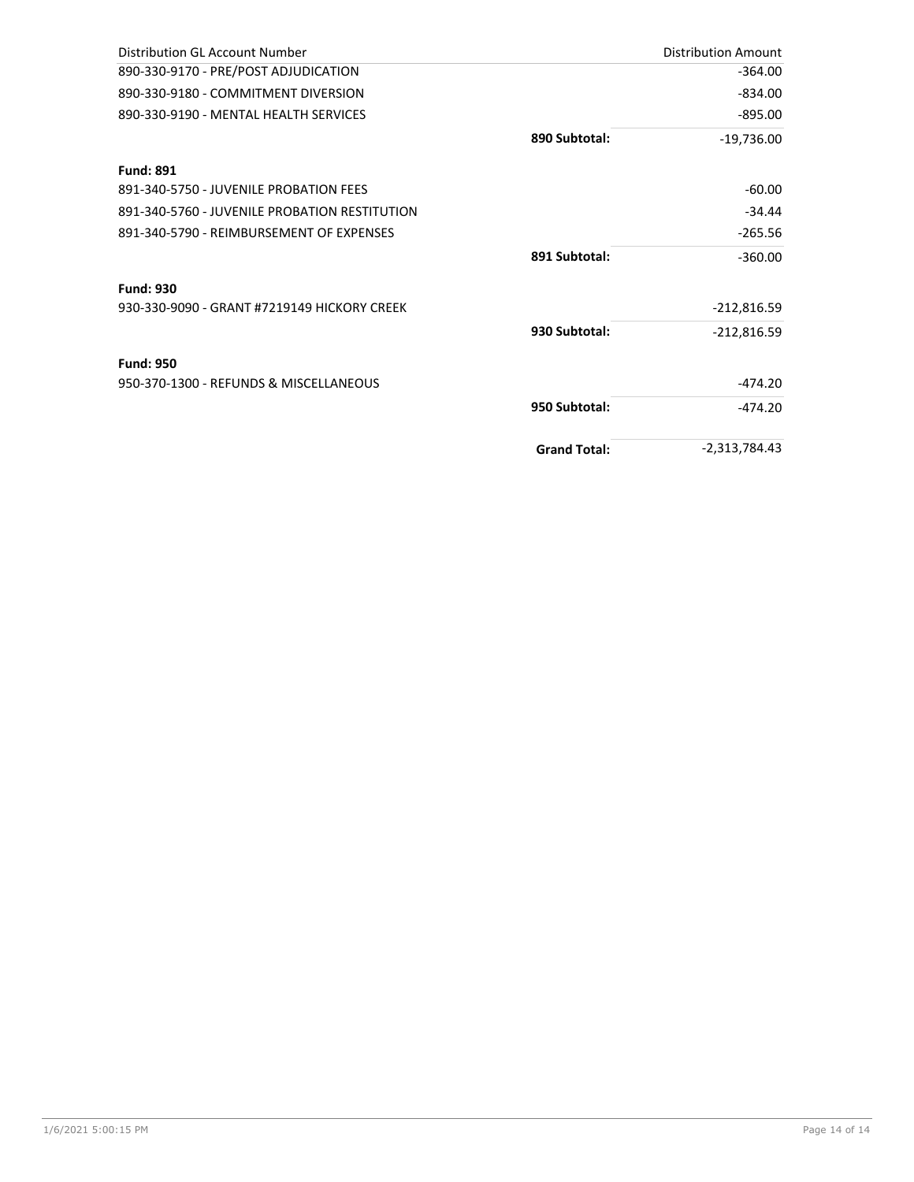| Distribution GL Account Number | | Distribution Amount |
|---|---|---|
| 890-330-9170 - PRE/POST ADJUDICATION | | -364.00 |
| 890-330-9180 - COMMITMENT DIVERSION | | -834.00 |
| 890-330-9190 - MENTAL HEALTH SERVICES | | -895.00 |
| | **890 Subtotal:** | -19,736.00 |
| **Fund: 891** | | |
| 891-340-5750 - JUVENILE PROBATION FEES | | -60.00 |
| 891-340-5760 - JUVENILE PROBATION RESTITUTION | | -34.44 |
| 891-340-5790 - REIMBURSEMENT OF EXPENSES | | -265.56 |
| | **891 Subtotal:** | -360.00 |
| **Fund: 930** | | |
| 930-330-9090 - GRANT #7219149 HICKORY CREEK | | -212,816.59 |
| | **930 Subtotal:** | -212,816.59 |
| **Fund: 950** | | |
| 950-370-1300 - REFUNDS & MISCELLANEOUS | | -474.20 |
| | **950 Subtotal:** | -474.20 |
| | **Grand Total:** | -2,313,784.43 |